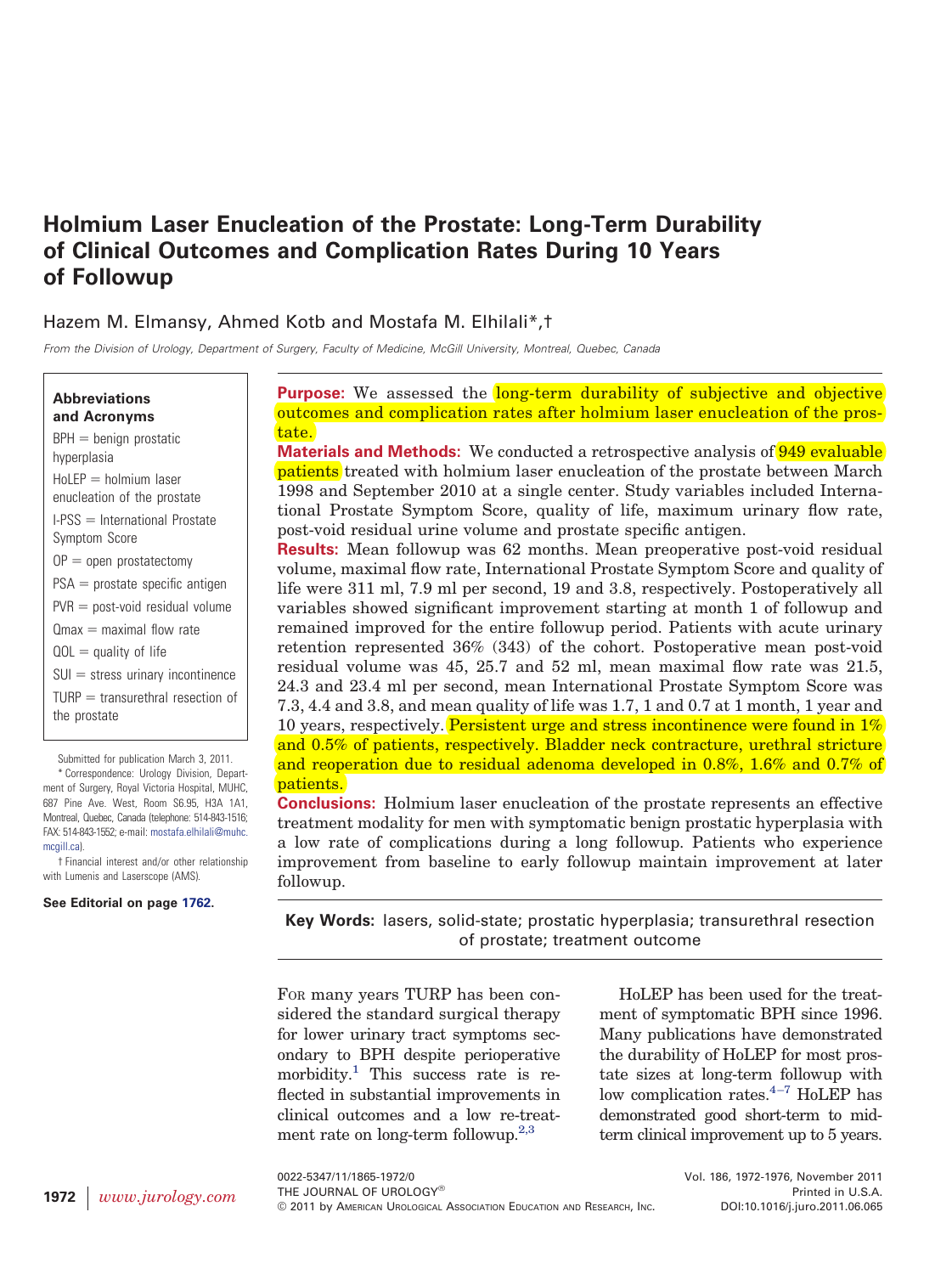# Holmium Laser Enucleation of the Prostate: Long-Term Durability of Clinical Outcomes and Complication Rates During 10 Years of Followup

Hazem M. Elmansy, Ahmed Kotb and Mostafa M. Elhilali*,†

*From the Division of Urology, Department of Surgery, Faculty of Medicine, McGill University, Montreal, Quebec, Canada*

**Abbreviations and Acronyms**

BPH = benign prostatic hyperplasia

HoLEP = holmium laser enucleation of the prostate

I-PSS = International Prostate Symptom Score

OP = open prostatectomy

PSA = prostate specific antigen

PVR = post-void residual volume

Qmax = maximal flow rate

QOL = quality of life

SUI = stress urinary incontinence

TURP = transurethral resection of the prostate

Submitted for publication March 3, 2011.

* Correspondence: Urology Division, Department of Surgery, Royal Victoria Hospital, MUHC, 687 Pine Ave. West, Room S6.95, H3A 1A1, Montreal, Quebec, Canada (telephone: 514-843-1516; FAX: 514-843-1552; e-mail: mostafa.elhilali@muhc.mcgill.ca).

† Financial interest and/or other relationship with Lumenis and Laserscope (AMS).

**See Editorial on page 1762.**

**Purpose:** We assessed the long-term durability of subjective and objective outcomes and complication rates after holmium laser enucleation of the prostate.

**Materials and Methods:** We conducted a retrospective analysis of 949 evaluable patients treated with holmium laser enucleation of the prostate between March 1998 and September 2010 at a single center. Study variables included International Prostate Symptom Score, quality of life, maximum urinary flow rate, post-void residual urine volume and prostate specific antigen.

**Results:** Mean followup was 62 months. Mean preoperative post-void residual volume, maximal flow rate, International Prostate Symptom Score and quality of life were 311 ml, 7.9 ml per second, 19 and 3.8, respectively. Postoperatively all variables showed significant improvement starting at month 1 of followup and remained improved for the entire followup period. Patients with acute urinary retention represented 36% (343) of the cohort. Postoperative mean post-void residual volume was 45, 25.7 and 52 ml, mean maximal flow rate was 21.5, 24.3 and 23.4 ml per second, mean International Prostate Symptom Score was 7.3, 4.4 and 3.8, and mean quality of life was 1.7, 1 and 0.7 at 1 month, 1 year and 10 years, respectively. Persistent urge and stress incontinence were found in 1% and 0.5% of patients, respectively. Bladder neck contracture, urethral stricture and reoperation due to residual adenoma developed in 0.8%, 1.6% and 0.7% of patients.

**Conclusions:** Holmium laser enucleation of the prostate represents an effective treatment modality for men with symptomatic benign prostatic hyperplasia with a low rate of complications during a long followup. Patients who experience improvement from baseline to early followup maintain improvement at later followup.

**Key Words:** lasers, solid-state; prostatic hyperplasia; transurethral resection of prostate; treatment outcome

For many years TURP has been considered the standard surgical therapy for lower urinary tract symptoms secondary to BPH despite perioperative morbidity.[1] This success rate is reflected in substantial improvements in clinical outcomes and a low re-treatment rate on long-term followup.[2,3]

HoLEP has been used for the treatment of symptomatic BPH since 1996. Many publications have demonstrated the durability of HoLEP for most prostate sizes at long-term followup with low complication rates.[4–7] HoLEP has demonstrated good short-term to mid-term clinical improvement up to 5 years.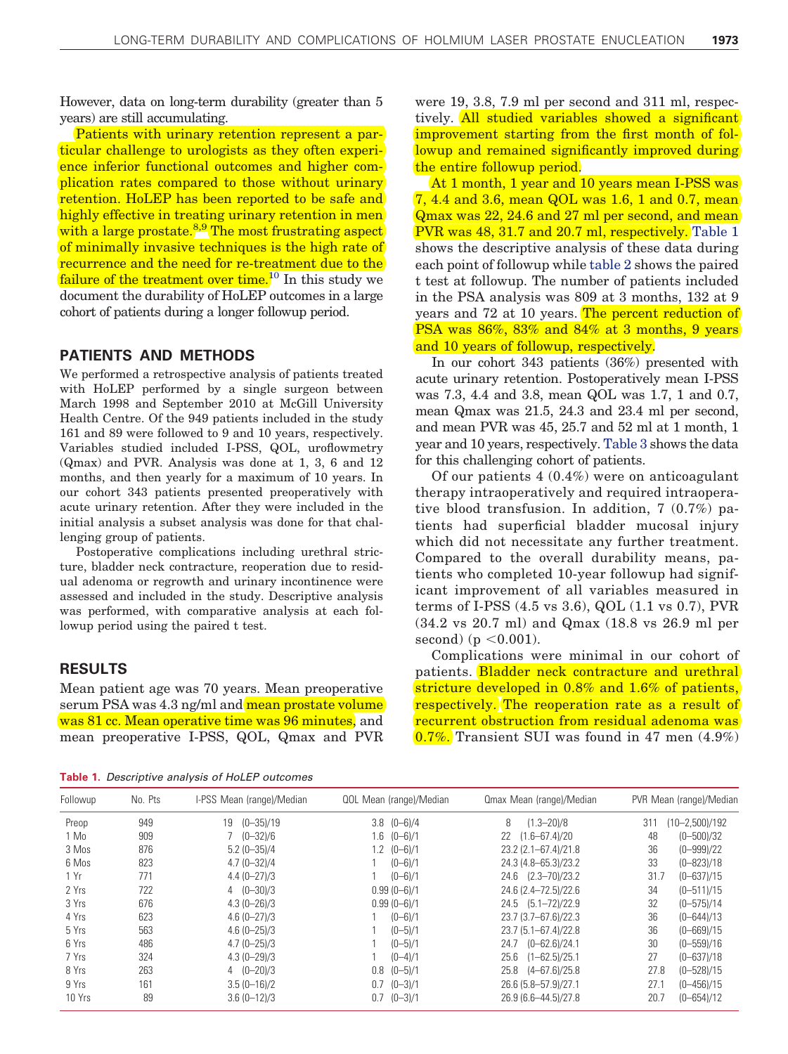However, data on long-term durability (greater than 5 years) are still accumulating.

Patients with urinary retention represent a particular challenge to urologists as they often experience inferior functional outcomes and higher complication rates compared to those without urinary retention. HoLEP has been reported to be safe and highly effective in treating urinary retention in men with a large prostate.[8,9] The most frustrating aspect of minimally invasive techniques is the high rate of recurrence and the need for re-treatment due to the failure of the treatment over time.[10] In this study we document the durability of HoLEP outcomes in a large cohort of patients during a longer followup period.

## PATIENTS AND METHODS

We performed a retrospective analysis of patients treated with HoLEP performed by a single surgeon between March 1998 and September 2010 at McGill University Health Centre. Of the 949 patients included in the study 161 and 89 were followed to 9 and 10 years, respectively. Variables studied included I-PSS, QOL, uroflowmetry (Qmax) and PVR. Analysis was done at 1, 3, 6 and 12 months, and then yearly for a maximum of 10 years. In our cohort 343 patients presented preoperatively with acute urinary retention. After they were included in the initial analysis a subset analysis was done for that challenging group of patients.

Postoperative complications including urethral stricture, bladder neck contracture, reoperation due to residual adenoma or regrowth and urinary incontinence were assessed and included in the study. Descriptive analysis was performed, with comparative analysis at each followup period using the paired t test.

## RESULTS

Mean patient age was 70 years. Mean preoperative serum PSA was 4.3 ng/ml and mean prostate volume was 81 cc. Mean operative time was 96 minutes, and mean preoperative I-PSS, QOL, Qmax and PVR were 19, 3.8, 7.9 ml per second and 311 ml, respectively. All studied variables showed a significant improvement starting from the first month of followup and remained significantly improved during the entire followup period.

At 1 month, 1 year and 10 years mean I-PSS was 7, 4.4 and 3.6, mean QOL was 1.6, 1 and 0.7, mean Qmax was 22, 24.6 and 27 ml per second, and mean PVR was 48, 31.7 and 20.7 ml, respectively. Table 1 shows the descriptive analysis of these data during each point of followup while table 2 shows the paired t test at followup. The number of patients included in the PSA analysis was 809 at 3 months, 132 at 9 years and 72 at 10 years. The percent reduction of PSA was 86%, 83% and 84% at 3 months, 9 years and 10 years of followup, respectively.

In our cohort 343 patients (36%) presented with acute urinary retention. Postoperatively mean I-PSS was 7.3, 4.4 and 3.8, mean QOL was 1.7, 1 and 0.7, mean Qmax was 21.5, 24.3 and 23.4 ml per second, and mean PVR was 45, 25.7 and 52 ml at 1 month, 1 year and 10 years, respectively. Table 3 shows the data for this challenging cohort of patients.

Of our patients 4 (0.4%) were on anticoagulant therapy intraoperatively and required intraoperative blood transfusion. In addition, 7 (0.7%) patients had superficial bladder mucosal injury which did not necessitate any further treatment. Compared to the overall durability means, patients who completed 10-year followup had significant improvement of all variables measured in terms of I-PSS (4.5 vs 3.6), QOL (1.1 vs 0.7), PVR (34.2 vs 20.7 ml) and Qmax (18.8 vs 26.9 ml per second) ($p < 0.001$).

Complications were minimal in our cohort of patients. Bladder neck contracture and urethral stricture developed in 0.8% and 1.6% of patients, respectively. The reoperation rate as a result of recurrent obstruction from residual adenoma was 0.7%. Transient SUI was found in 47 men (4.9%)

**Table 1.** *Descriptive analysis of HoLEP outcomes*

| Followup | No. Pts | I-PSS Mean (range)/Median | QOL Mean (range)/Median | Qmax Mean (range)/Median | PVR Mean (range)/Median |
|---|---|---|---|---|---|
| Preop | 949 | 19 (0–35)/19 | 3.8 (0–6)/4 | 8 (1.3–20)/8 | 311 (10–2,500)/192 |
| 1 Mo | 909 | 7 (0–32)/6 | 1.6 (0–6)/1 | 22 (1.6–67.4)/20 | 48 (0–500)/32 |
| 3 Mos | 876 | 5.2 (0–35)/4 | 1.2 (0–6)/1 | 23.2 (2.1–67.4)/21.8 | 36 (0–999)/22 |
| 6 Mos | 823 | 4.7 (0–32)/4 | 1 (0–6)/1 | 24.3 (4.8–65.3)/23.2 | 33 (0–823)/18 |
| 1 Yr | 771 | 4.4 (0–27)/3 | 1 (0–6)/1 | 24.6 (2.3–70)/23.2 | 31.7 (0–637)/15 |
| 2 Yrs | 722 | 4 (0–30)/3 | 0.99 (0–6)/1 | 24.6 (2.4–72.5)/22.6 | 34 (0–511)/15 |
| 3 Yrs | 676 | 4.3 (0–26)/3 | 0.99 (0–6)/1 | 24.5 (5.1–72)/22.9 | 32 (0–575)/14 |
| 4 Yrs | 623 | 4.6 (0–27)/3 | 1 (0–6)/1 | 23.7 (3.7–67.6)/22.3 | 36 (0–644)/13 |
| 5 Yrs | 563 | 4.6 (0–25)/3 | 1 (0–5)/1 | 23.7 (5.1–67.4)/22.8 | 36 (0–669)/15 |
| 6 Yrs | 486 | 4.7 (0–25)/3 | 1 (0–5)/1 | 24.7 (0–62.6)/24.1 | 30 (0–559)/16 |
| 7 Yrs | 324 | 4.3 (0–29)/3 | 1 (0–4)/1 | 25.6 (1–62.5)/25.1 | 27 (0–637)/18 |
| 8 Yrs | 263 | 4 (0–20)/3 | 0.8 (0–5)/1 | 25.8 (4–67.6)/25.8 | 27.8 (0–528)/15 |
| 9 Yrs | 161 | 3.5 (0–16)/2 | 0.7 (0–3)/1 | 26.6 (5.8–57.9)/27.1 | 27.1 (0–456)/15 |
| 10 Yrs | 89 | 3.6 (0–12)/3 | 0.7 (0–3)/1 | 26.9 (6.6–44.5)/27.8 | 20.7 (0–654)/12 |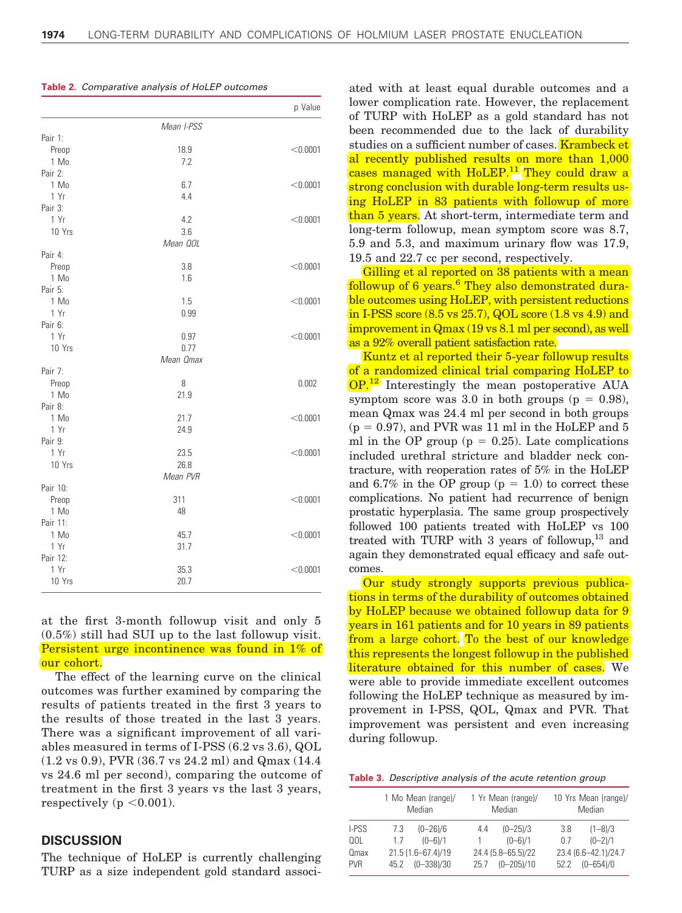**Table 2.** *Comparative analysis of HoLEP outcomes*

| | | p Value |
|---|---|---|
| | *Mean I-PSS* | |
| Pair 1: | | |
| Preop | 18.9 | <0.0001 |
| 1 Mo | 7.2 | |
| Pair 2: | | |
| 1 Mo | 6.7 | <0.0001 |
| 1 Yr | 4.4 | |
| Pair 3: | | |
| 1 Yr | 4.2 | <0.0001 |
| 10 Yrs | 3.6 | |
| | *Mean QOL* | |
| Pair 4: | | |
| Preop | 3.8 | <0.0001 |
| 1 Mo | 1.6 | |
| Pair 5: | | |
| 1 Mo | 1.5 | <0.0001 |
| 1 Yr | 0.99 | |
| Pair 6: | | |
| 1 Yr | 0.97 | <0.0001 |
| 10 Yrs | 0.77 | |
| | *Mean Qmax* | |
| Pair 7: | | |
| Preop | 8 | 0.002 |
| 1 Mo | 21.9 | |
| Pair 8: | | |
| 1 Mo | 21.7 | <0.0001 |
| 1 Yr | 24.9 | |
| Pair 9: | | |
| 1 Yr | 23.5 | <0.0001 |
| 10 Yrs | 26.8 | |
| | *Mean PVR* | |
| Pair 10: | | |
| Preop | 311 | <0.0001 |
| 1 Mo | 48 | |
| Pair 11: | | |
| 1 Mo | 45.7 | <0.0001 |
| 1 Yr | 31.7 | |
| Pair 12: | | |
| 1 Yr | 35.3 | <0.0001 |
| 10 Yrs | 20.7 | |

at the first 3-month followup visit and only 5 (0.5%) still had SUI up to the last followup visit. Persistent urge incontinence was found in 1% of our cohort.

The effect of the learning curve on the clinical outcomes was further examined by comparing the results of patients treated in the first 3 years to the results of those treated in the last 3 years. There was a significant improvement of all variables measured in terms of I-PSS (6.2 vs 3.6), QOL (1.2 vs 0.9), PVR (36.7 vs 24.2 ml) and Qmax (14.4 vs 24.6 ml per second), comparing the outcome of treatment in the first 3 years vs the last 3 years, respectively ($p < 0.001$).

## DISCUSSION

The technique of HoLEP is currently challenging TURP as a size independent gold standard associated with at least equal durable outcomes and a lower complication rate. However, the replacement of TURP with HoLEP as a gold standard has not been recommended due to the lack of durability studies on a sufficient number of cases. Krambeck et al recently published results on more than 1,000 cases managed with HoLEP.[11] They could draw a strong conclusion with durable long-term results using HoLEP in 83 patients with followup of more than 5 years. At short-term, intermediate term and long-term followup, mean symptom score was 8.7, 5.9 and 5.3, and maximum urinary flow was 17.9, 19.5 and 22.7 cc per second, respectively.

Gilling et al reported on 38 patients with a mean followup of 6 years.[6] They also demonstrated durable outcomes using HoLEP, with persistent reductions in I-PSS score (8.5 vs 25.7), QOL score (1.8 vs 4.9) and improvement in Qmax (19 vs 8.1 ml per second), as well as a 92% overall patient satisfaction rate.

Kuntz et al reported their 5-year followup results of a randomized clinical trial comparing HoLEP to OP.[12] Interestingly the mean postoperative AUA symptom score was 3.0 in both groups ($p = 0.98$), mean Qmax was 24.4 ml per second in both groups ($p = 0.97$), and PVR was 11 ml in the HoLEP and 5 ml in the OP group ($p = 0.25$). Late complications included urethral stricture and bladder neck contracture, with reoperation rates of 5% in the HoLEP and 6.7% in the OP group ($p = 1.0$) to correct these complications. No patient had recurrence of benign prostatic hyperplasia. The same group prospectively followed 100 patients treated with HoLEP vs 100 treated with TURP with 3 years of followup,[13] and again they demonstrated equal efficacy and safe outcomes.

Our study strongly supports previous publications in terms of the durability of outcomes obtained by HoLEP because we obtained followup data for 9 years in 161 patients and for 10 years in 89 patients from a large cohort. To the best of our knowledge this represents the longest followup in the published literature obtained for this number of cases. We were able to provide immediate excellent outcomes following the HoLEP technique as measured by improvement in I-PSS, QOL, Qmax and PVR. That improvement was persistent and even increasing during followup.

**Table 3.** *Descriptive analysis of the acute retention group*

| | 1 Mo Mean (range)/ Median | 1 Yr Mean (range)/ Median | 10 Yrs Mean (range)/ Median |
|---|---|---|---|
| I-PSS | 7.3 (0–26)/6 | 4.4 (0–25)/3 | 3.8 (1–8)/3 |
| QOL | 1.7 (0–6)/1 | 1 (0–6)/1 | 0.7 (0–2)/1 |
| Qmax | 21.5 (1.6–67.4)/19 | 24.4 (5.8–65.5)/22 | 23.4 (6.6–42.1)/24.7 |
| PVR | 45.2 (0–338)/30 | 25.7 (0–205)/10 | 52.2 (0–654)/0 |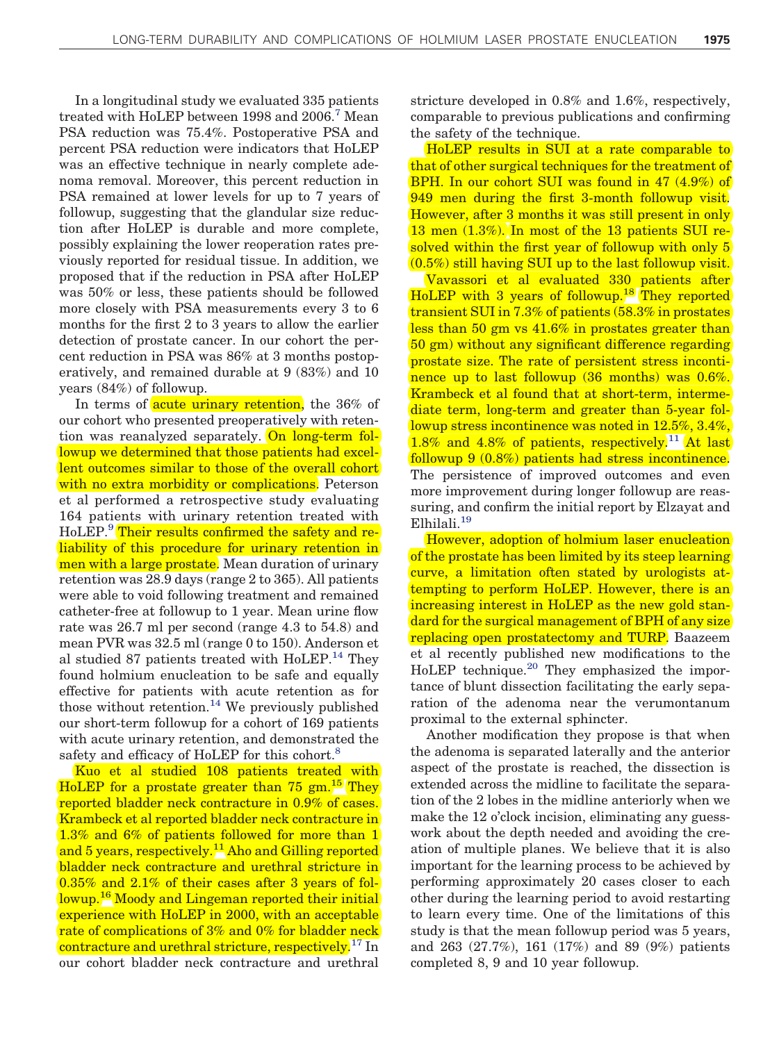In a longitudinal study we evaluated 335 patients treated with HoLEP between 1998 and 2006.[7] Mean PSA reduction was 75.4%. Postoperative PSA and percent PSA reduction were indicators that HoLEP was an effective technique in nearly complete adenoma removal. Moreover, this percent reduction in PSA remained at lower levels for up to 7 years of followup, suggesting that the glandular size reduction after HoLEP is durable and more complete, possibly explaining the lower reoperation rates previously reported for residual tissue. In addition, we proposed that if the reduction in PSA after HoLEP was 50% or less, these patients should be followed more closely with PSA measurements every 3 to 6 months for the first 2 to 3 years to allow the earlier detection of prostate cancer. In our cohort the percent reduction in PSA was 86% at 3 months postoperatively, and remained durable at 9 (83%) and 10 years (84%) of followup.

In terms of acute urinary retention, the 36% of our cohort who presented preoperatively with retention was reanalyzed separately. On long-term followup we determined that those patients had excellent outcomes similar to those of the overall cohort with no extra morbidity or complications. Peterson et al performed a retrospective study evaluating 164 patients with urinary retention treated with HoLEP.[9] Their results confirmed the safety and reliability of this procedure for urinary retention in men with a large prostate. Mean duration of urinary retention was 28.9 days (range 2 to 365). All patients were able to void following treatment and remained catheter-free at followup to 1 year. Mean urine flow rate was 26.7 ml per second (range 4.3 to 54.8) and mean PVR was 32.5 ml (range 0 to 150). Anderson et al studied 87 patients treated with HoLEP.[14] They found holmium enucleation to be safe and equally effective for patients with acute retention as for those without retention.[14] We previously published our short-term followup for a cohort of 169 patients with acute urinary retention, and demonstrated the safety and efficacy of HoLEP for this cohort.[8]

Kuo et al studied 108 patients treated with HoLEP for a prostate greater than 75 gm.[15] They reported bladder neck contracture in 0.9% of cases. Krambeck et al reported bladder neck contracture in 1.3% and 6% of patients followed for more than 1 and 5 years, respectively.[11] Aho and Gilling reported bladder neck contracture and urethral stricture in 0.35% and 2.1% of their cases after 3 years of followup.[16] Moody and Lingeman reported their initial experience with HoLEP in 2000, with an acceptable rate of complications of 3% and 0% for bladder neck contracture and urethral stricture, respectively.[17] In our cohort bladder neck contracture and urethral stricture developed in 0.8% and 1.6%, respectively, comparable to previous publications and confirming the safety of the technique.

HoLEP results in SUI at a rate comparable to that of other surgical techniques for the treatment of BPH. In our cohort SUI was found in 47 (4.9%) of 949 men during the first 3-month followup visit. However, after 3 months it was still present in only 13 men (1.3%). In most of the 13 patients SUI resolved within the first year of followup with only 5 (0.5%) still having SUI up to the last followup visit.

Vavassori et al evaluated 330 patients after HoLEP with 3 years of followup.[18] They reported transient SUI in 7.3% of patients (58.3% in prostates less than 50 gm vs 41.6% in prostates greater than 50 gm) without any significant difference regarding prostate size. The rate of persistent stress incontinence up to last followup (36 months) was 0.6%. Krambeck et al found that at short-term, intermediate term, long-term and greater than 5-year followup stress incontinence was noted in 12.5%, 3.4%, 1.8% and 4.8% of patients, respectively.[11] At last followup 9 (0.8%) patients had stress incontinence. The persistence of improved outcomes and even more improvement during longer followup are reassuring, and confirm the initial report by Elzayat and Elhilali.[19]

However, adoption of holmium laser enucleation of the prostate has been limited by its steep learning curve, a limitation often stated by urologists attempting to perform HoLEP. However, there is an increasing interest in HoLEP as the new gold standard for the surgical management of BPH of any size replacing open prostatectomy and TURP. Baazeem et al recently published new modifications to the HoLEP technique.[20] They emphasized the importance of blunt dissection facilitating the early separation of the adenoma near the verumontanum proximal to the external sphincter.

Another modification they propose is that when the adenoma is separated laterally and the anterior aspect of the prostate is reached, the dissection is extended across the midline to facilitate the separation of the 2 lobes in the midline anteriorly when we make the 12 o'clock incision, eliminating any guesswork about the depth needed and avoiding the creation of multiple planes. We believe that it is also important for the learning process to be achieved by performing approximately 20 cases closer to each other during the learning period to avoid restarting to learn every time. One of the limitations of this study is that the mean followup period was 5 years, and 263 (27.7%), 161 (17%) and 89 (9%) patients completed 8, 9 and 10 year followup.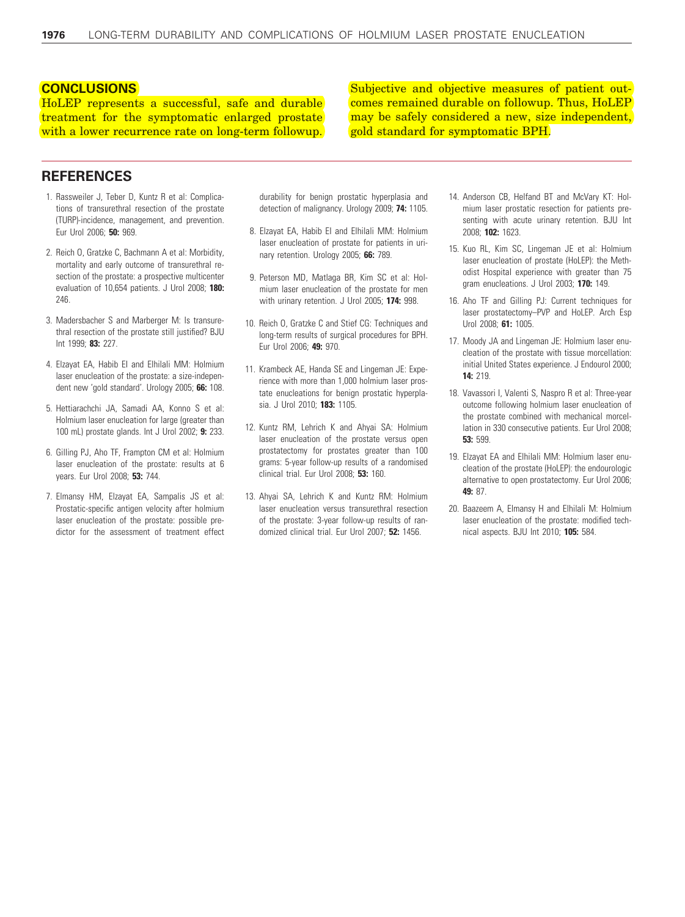## CONCLUSIONS

HoLEP represents a successful, safe and durable treatment for the symptomatic enlarged prostate with a lower recurrence rate on long-term followup. Subjective and objective measures of patient outcomes remained durable on followup. Thus, HoLEP may be safely considered a new, size independent, gold standard for symptomatic BPH.

## REFERENCES

1. Rassweiler J, Teber D, Kuntz R et al: Complications of transurethral resection of the prostate (TURP)-incidence, management, and prevention. Eur Urol 2006; **50:** 969.

2. Reich O, Gratzke C, Bachmann A et al: Morbidity, mortality and early outcome of transurethral resection of the prostate: a prospective multicenter evaluation of 10,654 patients. J Urol 2008; **180:** 246.

3. Madersbacher S and Marberger M: Is transurethral resection of the prostate still justified? BJU Int 1999; **83:** 227.

4. Elzayat EA, Habib EI and Elhilali MM: Holmium laser enucleation of the prostate: a size-independent new 'gold standard'. Urology 2005; **66:** 108.

5. Hettiarachchi JA, Samadi AA, Konno S et al: Holmium laser enucleation for large (greater than 100 mL) prostate glands. Int J Urol 2002; **9:** 233.

6. Gilling PJ, Aho TF, Frampton CM et al: Holmium laser enucleation of the prostate: results at 6 years. Eur Urol 2008; **53:** 744.

7. Elmansy HM, Elzayat EA, Sampalis JS et al: Prostatic-specific antigen velocity after holmium laser enucleation of the prostate: possible predictor for the assessment of treatment effect durability for benign prostatic hyperplasia and detection of malignancy. Urology 2009; **74:** 1105.

8. Elzayat EA, Habib EI and Elhilali MM: Holmium laser enucleation of prostate for patients in urinary retention. Urology 2005; **66:** 789.

9. Peterson MD, Matlaga BR, Kim SC et al: Holmium laser enucleation of the prostate for men with urinary retention. J Urol 2005; **174:** 998.

10. Reich O, Gratzke C and Stief CG: Techniques and long-term results of surgical procedures for BPH. Eur Urol 2006; **49:** 970.

11. Krambeck AE, Handa SE and Lingeman JE: Experience with more than 1,000 holmium laser prostate enucleations for benign prostatic hyperplasia. J Urol 2010; **183:** 1105.

12. Kuntz RM, Lehrich K and Ahyai SA: Holmium laser enucleation of the prostate versus open prostatectomy for prostates greater than 100 grams: 5-year follow-up results of a randomised clinical trial. Eur Urol 2008; **53:** 160.

13. Ahyai SA, Lehrich K and Kuntz RM: Holmium laser enucleation versus transurethral resection of the prostate: 3-year follow-up results of randomized clinical trial. Eur Urol 2007; **52:** 1456.

14. Anderson CB, Helfand BT and McVary KT: Holmium laser prostatic resection for patients presenting with acute urinary retention. BJU Int 2008; **102:** 1623.

15. Kuo RL, Kim SC, Lingeman JE et al: Holmium laser enucleation of prostate (HoLEP): the Methodist Hospital experience with greater than 75 gram enucleations. J Urol 2003; **170:** 149.

16. Aho TF and Gilling PJ: Current techniques for laser prostatectomy–PVP and HoLEP. Arch Esp Urol 2008; **61:** 1005.

17. Moody JA and Lingeman JE: Holmium laser enucleation of the prostate with tissue morcellation: initial United States experience. J Endourol 2000; **14:** 219.

18. Vavassori I, Valenti S, Naspro R et al: Three-year outcome following holmium laser enucleation of the prostate combined with mechanical morcellation in 330 consecutive patients. Eur Urol 2008; **53:** 599.

19. Elzayat EA and Elhilali MM: Holmium laser enucleation of the prostate (HoLEP): the endourologic alternative to open prostatectomy. Eur Urol 2006; **49:** 87.

20. Baazeem A, Elmansy H and Elhilali M: Holmium laser enucleation of the prostate: modified technical aspects. BJU Int 2010; **105:** 584.